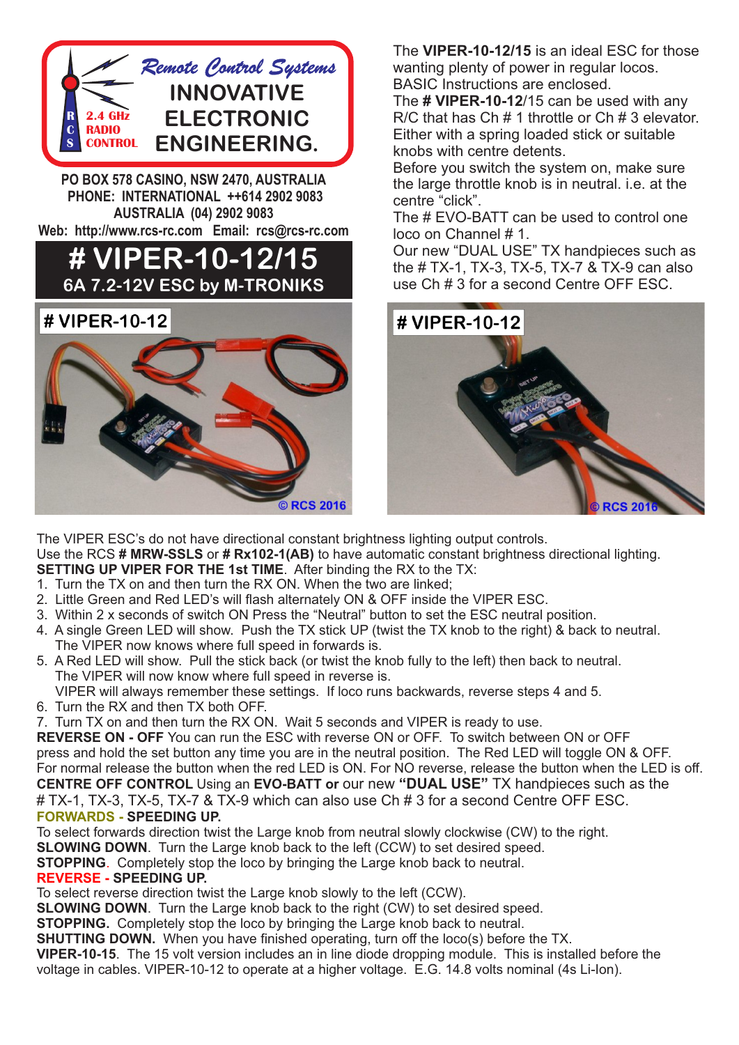Remote Control Systems

INNOVATIVE ELECTRONIC ENGINEERING.

RCS 2.4 GHz RADIO CONTROL

PO BOX 578 CASINO, NSW 2470, AUSTRALIA
PHONE: INTERNATIONAL ++614 2902 9083
AUSTRALIA (04) 2902 9083
Web: http://www.rcs-rc.com Email: rcs@rcs-rc.com

# # VIPER-10-12/15

## 6A 7.2-12V ESC by M-TRONIKS

# VIPER-10-12

© RCS 2016

The **VIPER-10-12/15** is an ideal ESC for those wanting plenty of power in regular locos. BASIC Instructions are enclosed.

The **# VIPER-10-12**/15 can be used with any R/C that has Ch # 1 throttle or Ch # 3 elevator. Either with a spring loaded stick or suitable knobs with centre detents.

Before you switch the system on, make sure the large throttle knob is in neutral. i.e. at the centre "click".

The # EVO-BATT can be used to control one loco on Channel # 1.

Our new "DUAL USE" TX handpieces such as the # TX-1, TX-3, TX-5, TX-7 & TX-9 can also use Ch # 3 for a second Centre OFF ESC.

# VIPER-10-12

© RCS 2016

The VIPER ESC's do not have directional constant brightness lighting output controls.
Use the RCS **# MRW-SSLS** or **# Rx102-1(AB)** to have automatic constant brightness directional lighting.

**SETTING UP VIPER FOR THE 1st TIME**. After binding the RX to the TX:

1. Turn the TX on and then turn the RX ON. When the two are linked;
2. Little Green and Red LED's will flash alternately ON & OFF inside the VIPER ESC.
3. Within 2 x seconds of switch ON Press the "Neutral" button to set the ESC neutral position.
4. A single Green LED will show. Push the TX stick UP (twist the TX knob to the right) & back to neutral. The VIPER now knows where full speed in forwards is.
5. A Red LED will show. Pull the stick back (or twist the knob fully to the left) then back to neutral. The VIPER will now know where full speed in reverse is.
   VIPER will always remember these settings. If loco runs backwards, reverse steps 4 and 5.
6. Turn the RX and then TX both OFF.
7. Turn TX on and then turn the RX ON. Wait 5 seconds and VIPER is ready to use.

**REVERSE ON - OFF** You can run the ESC with reverse ON or OFF. To switch between ON or OFF press and hold the set button any time you are in the neutral position. The Red LED will toggle ON & OFF. For normal release the button when the red LED is ON. For NO reverse, release the button when the LED is off.

**CENTRE OFF CONTROL** Using an **EVO-BATT or** our new **"DUAL USE"** TX handpieces such as the # TX-1, TX-3, TX-5, TX-7 & TX-9 which can also use Ch # 3 for a second Centre OFF ESC.

**FORWARDS - SPEEDING UP.**
To select forwards direction twist the Large knob from neutral slowly clockwise (CW) to the right.
**SLOWING DOWN**. Turn the Large knob back to the left (CCW) to set desired speed.
**STOPPING**. Completely stop the loco by bringing the Large knob back to neutral.

**REVERSE - SPEEDING UP.**
To select reverse direction twist the Large knob slowly to the left (CCW).
**SLOWING DOWN**. Turn the Large knob back to the right (CW) to set desired speed.
**STOPPING.** Completely stop the loco by bringing the Large knob back to neutral.
**SHUTTING DOWN.** When you have finished operating, turn off the loco(s) before the TX.

**VIPER-10-15**. The 15 volt version includes an in line diode dropping module. This is installed before the voltage in cables. VIPER-10-12 to operate at a higher voltage. E.G. 14.8 volts nominal (4s Li-Ion).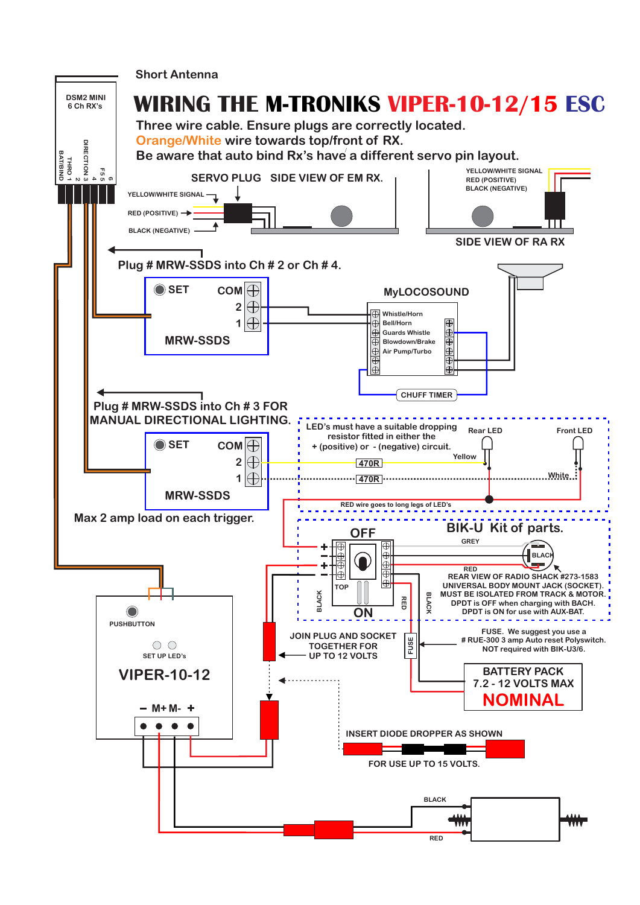Short Antenna

# WIRING THE M-TRONIKS VIPER-10-12/15 ESC

Three wire cable. Ensure plugs are correctly located.
Orange/White wire towards top/front of RX.
Be aware that auto bind Rx's have a different servo pin layout.

DSM2 MINI
6 Ch RX's

BAT/BIND
THRO 1
DIRECTION 3
2
4
F5 5
6

SERVO PLUG SIDE VIEW OF EM RX.

YELLOW/WHITE SIGNAL
RED (POSITIVE)
BLACK (NEGATIVE)

YELLOW/WHITE SIGNAL
RED (POSITIVE)
BLACK (NEGATIVE)

SIDE VIEW OF RA RX

Plug # MRW-SSDS into Ch # 2 or Ch # 4.

SET COM 2 1
MRW-SSDS

MyLOCOSOUND

Whistle/Horn
Bell/Horn
Guards Whistle
Blowdown/Brake
Air Pump/Turbo

CHUFF TIMER

Plug # MRW-SSDS into Ch # 3 FOR
MANUAL DIRECTIONAL LIGHTING.

SET COM 2 1
MRW-SSDS

Max 2 amp load on each trigger.

LED's must have a suitable dropping resistor fitted in either the + (positive) or - (negative) circuit.

Rear LED
Front LED
Yellow
470R
470R
White
RED wire goes to long legs of LED's

BIK-U Kit of parts.

OFF
TOP
ON
GREY
BLACK
RED
RED
BLACK
BLACK

REAR VIEW OF RADIO SHACK #273-1583
UNIVERSAL BODY MOUNT JACK (SOCKET).
MUST BE ISOLATED FROM TRACK & MOTOR.
DPDT is OFF when charging with BACH.
DPDT is ON for use with AUX-BAT.

FUSE. We suggest you use a
# RUE-300 3 amp Auto reset Polyswitch.
NOT required with BIK-U3/6.

FUSE

JOIN PLUG AND SOCKET
TOGETHER FOR
UP TO 12 VOLTS

BATTERY PACK
7.2 - 12 VOLTS MAX
NOMINAL

PUSHBUTTON

SET UP LED's

VIPER-10-12

– M+ M- +

INSERT DIODE DROPPER AS SHOWN

FOR USE UP TO 15 VOLTS.

BLACK
RED